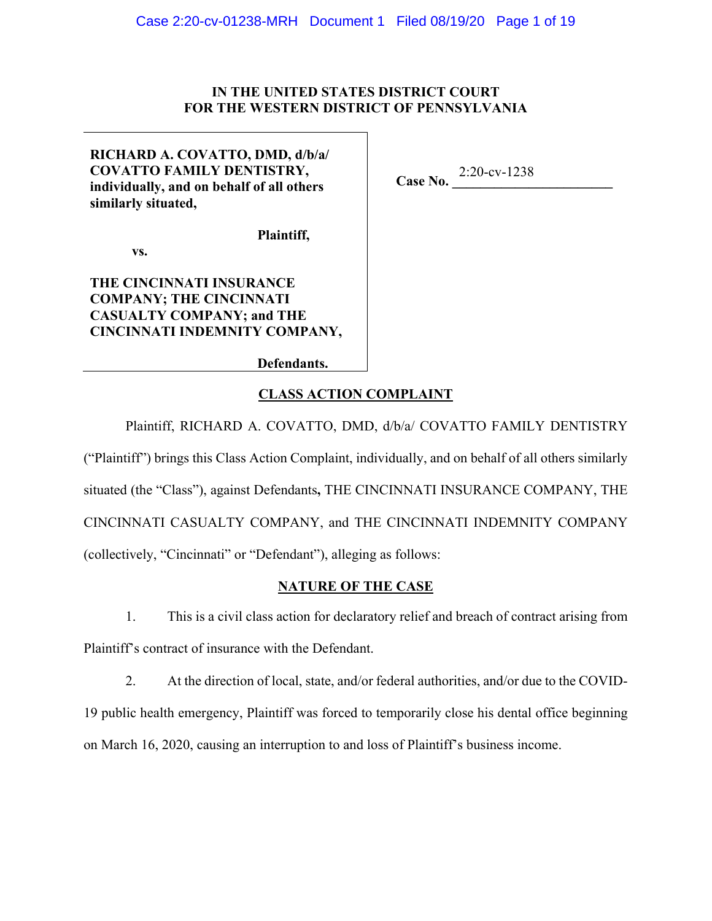**IN THE UNITED STATES DISTRICT COURT**
**FOR THE WESTERN DISTRICT OF PENNSYLVANIA**

| | |
|---|---|
| **RICHARD A. COVATTO, DMD, d/b/a/ COVATTO FAMILY DENTISTRY, individually, and on behalf of all others similarly situated,**<br><br>**Plaintiff,**<br><br>**vs.**<br><br>**THE CINCINNATI INSURANCE COMPANY; THE CINCINNATI CASUALTY COMPANY; and THE CINCINNATI INDEMNITY COMPANY,**<br><br>**Defendants.** | **Case No.** 2:20-cv-1238 |

## CLASS ACTION COMPLAINT

Plaintiff, RICHARD A. COVATTO, DMD, d/b/a/ COVATTO FAMILY DENTISTRY ("Plaintiff") brings this Class Action Complaint, individually, and on behalf of all others similarly situated (the "Class"), against Defendants**,** THE CINCINNATI INSURANCE COMPANY, THE CINCINNATI CASUALTY COMPANY, and THE CINCINNATI INDEMNITY COMPANY (collectively, "Cincinnati" or "Defendant"), alleging as follows:

## NATURE OF THE CASE

1. This is a civil class action for declaratory relief and breach of contract arising from Plaintiff's contract of insurance with the Defendant.

2. At the direction of local, state, and/or federal authorities, and/or due to the COVID-19 public health emergency, Plaintiff was forced to temporarily close his dental office beginning on March 16, 2020, causing an interruption to and loss of Plaintiff's business income.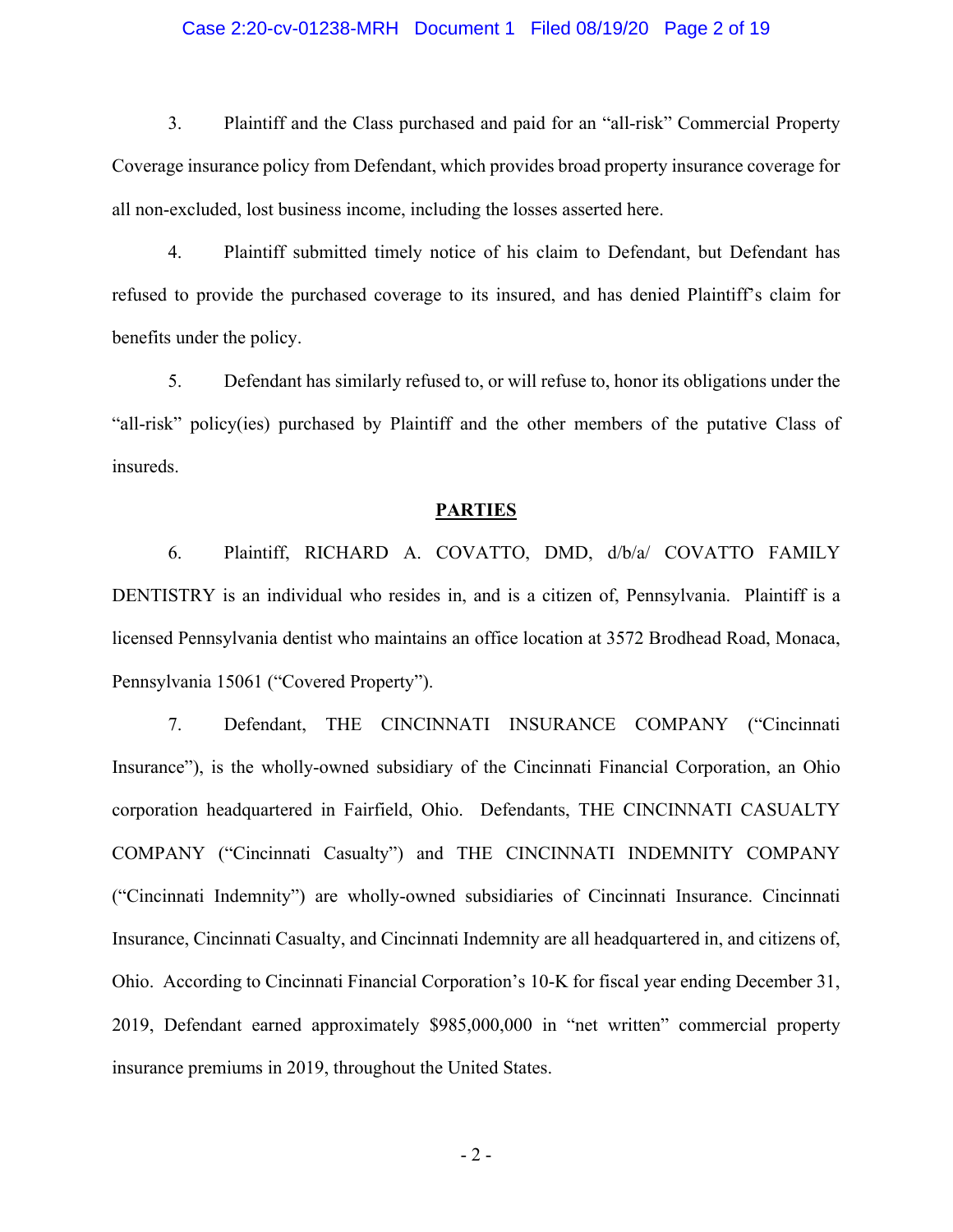3. Plaintiff and the Class purchased and paid for an "all-risk" Commercial Property Coverage insurance policy from Defendant, which provides broad property insurance coverage for all non-excluded, lost business income, including the losses asserted here.

4. Plaintiff submitted timely notice of his claim to Defendant, but Defendant has refused to provide the purchased coverage to its insured, and has denied Plaintiff's claim for benefits under the policy.

5. Defendant has similarly refused to, or will refuse to, honor its obligations under the "all-risk" policy(ies) purchased by Plaintiff and the other members of the putative Class of insureds.

## PARTIES

6. Plaintiff, RICHARD A. COVATTO, DMD, d/b/a/ COVATTO FAMILY DENTISTRY is an individual who resides in, and is a citizen of, Pennsylvania. Plaintiff is a licensed Pennsylvania dentist who maintains an office location at 3572 Brodhead Road, Monaca, Pennsylvania 15061 ("Covered Property").

7. Defendant, THE CINCINNATI INSURANCE COMPANY ("Cincinnati Insurance"), is the wholly-owned subsidiary of the Cincinnati Financial Corporation, an Ohio corporation headquartered in Fairfield, Ohio. Defendants, THE CINCINNATI CASUALTY COMPANY ("Cincinnati Casualty") and THE CINCINNATI INDEMNITY COMPANY ("Cincinnati Indemnity") are wholly-owned subsidiaries of Cincinnati Insurance. Cincinnati Insurance, Cincinnati Casualty, and Cincinnati Indemnity are all headquartered in, and citizens of, Ohio. According to Cincinnati Financial Corporation's 10-K for fiscal year ending December 31, 2019, Defendant earned approximately $985,000,000 in "net written" commercial property insurance premiums in 2019, throughout the United States.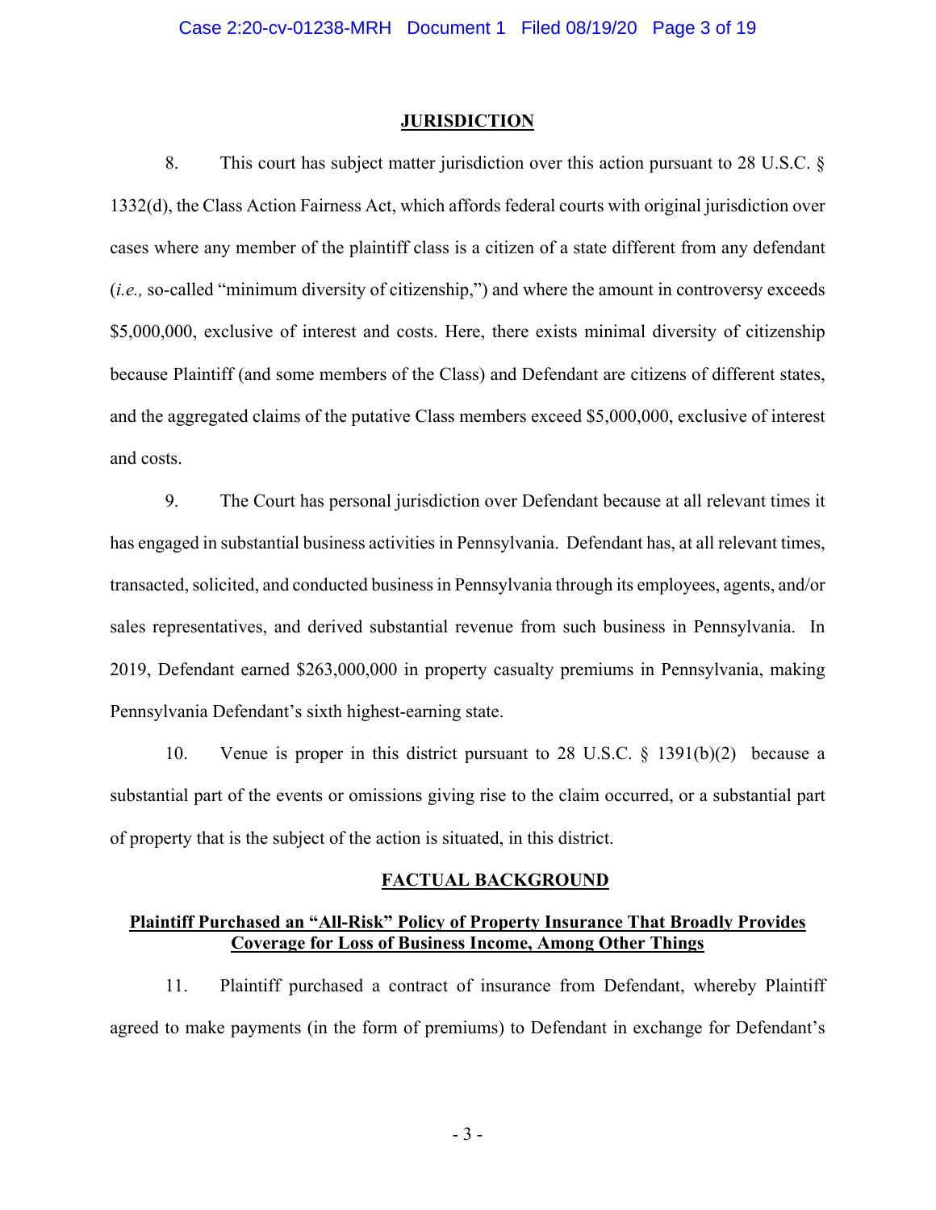## JURISDICTION

8. This court has subject matter jurisdiction over this action pursuant to 28 U.S.C. § 1332(d), the Class Action Fairness Act, which affords federal courts with original jurisdiction over cases where any member of the plaintiff class is a citizen of a state different from any defendant (*i.e.,* so-called "minimum diversity of citizenship,") and where the amount in controversy exceeds $5,000,000, exclusive of interest and costs. Here, there exists minimal diversity of citizenship because Plaintiff (and some members of the Class) and Defendant are citizens of different states, and the aggregated claims of the putative Class members exceed $5,000,000, exclusive of interest and costs.

9. The Court has personal jurisdiction over Defendant because at all relevant times it has engaged in substantial business activities in Pennsylvania. Defendant has, at all relevant times, transacted, solicited, and conducted business in Pennsylvania through its employees, agents, and/or sales representatives, and derived substantial revenue from such business in Pennsylvania. In 2019, Defendant earned $263,000,000 in property casualty premiums in Pennsylvania, making Pennsylvania Defendant's sixth highest-earning state.

10. Venue is proper in this district pursuant to 28 U.S.C. § 1391(b)(2) because a substantial part of the events or omissions giving rise to the claim occurred, or a substantial part of property that is the subject of the action is situated, in this district.

## FACTUAL BACKGROUND

### Plaintiff Purchased an "All-Risk" Policy of Property Insurance That Broadly Provides Coverage for Loss of Business Income, Among Other Things

11. Plaintiff purchased a contract of insurance from Defendant, whereby Plaintiff agreed to make payments (in the form of premiums) to Defendant in exchange for Defendant's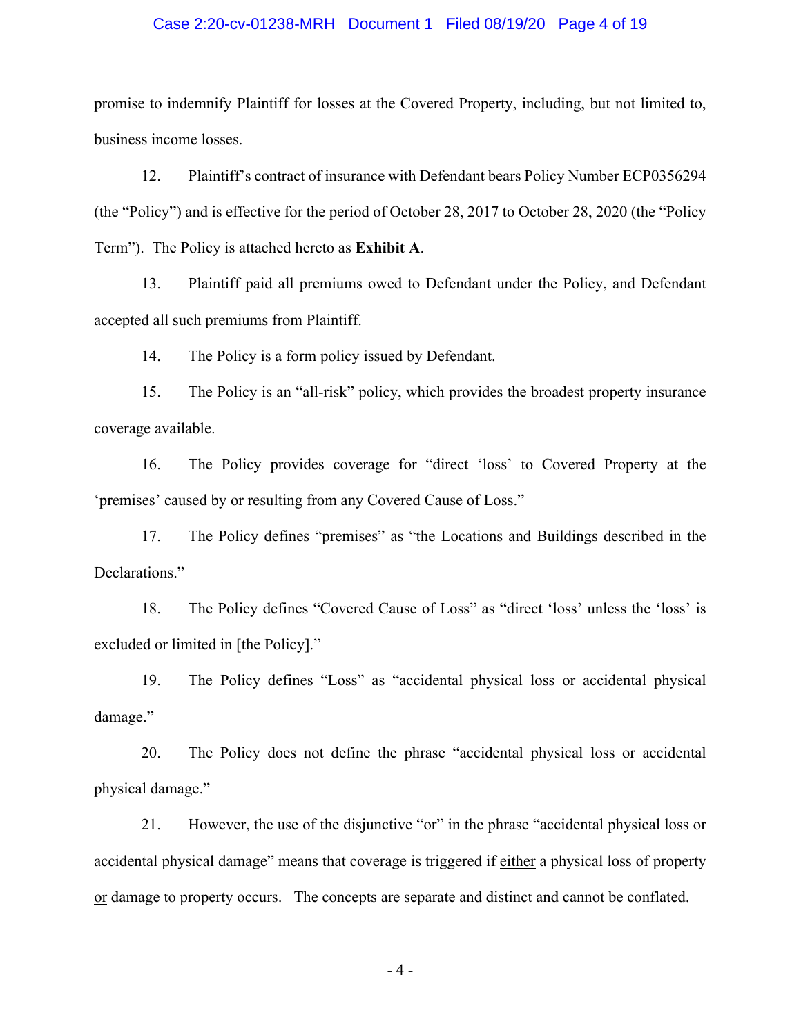promise to indemnify Plaintiff for losses at the Covered Property, including, but not limited to, business income losses.

12. Plaintiff's contract of insurance with Defendant bears Policy Number ECP0356294 (the "Policy") and is effective for the period of October 28, 2017 to October 28, 2020 (the "Policy Term"). The Policy is attached hereto as **Exhibit A**.

13. Plaintiff paid all premiums owed to Defendant under the Policy, and Defendant accepted all such premiums from Plaintiff.

14. The Policy is a form policy issued by Defendant.

15. The Policy is an "all-risk" policy, which provides the broadest property insurance coverage available.

16. The Policy provides coverage for "direct 'loss' to Covered Property at the 'premises' caused by or resulting from any Covered Cause of Loss."

17. The Policy defines "premises" as "the Locations and Buildings described in the Declarations."

18. The Policy defines "Covered Cause of Loss" as "direct 'loss' unless the 'loss' is excluded or limited in [the Policy]."

19. The Policy defines "Loss" as "accidental physical loss or accidental physical damage."

20. The Policy does not define the phrase "accidental physical loss or accidental physical damage."

21. However, the use of the disjunctive "or" in the phrase "accidental physical loss or accidental physical damage" means that coverage is triggered if <u>either</u> a physical loss of property <u>or</u> damage to property occurs. The concepts are separate and distinct and cannot be conflated.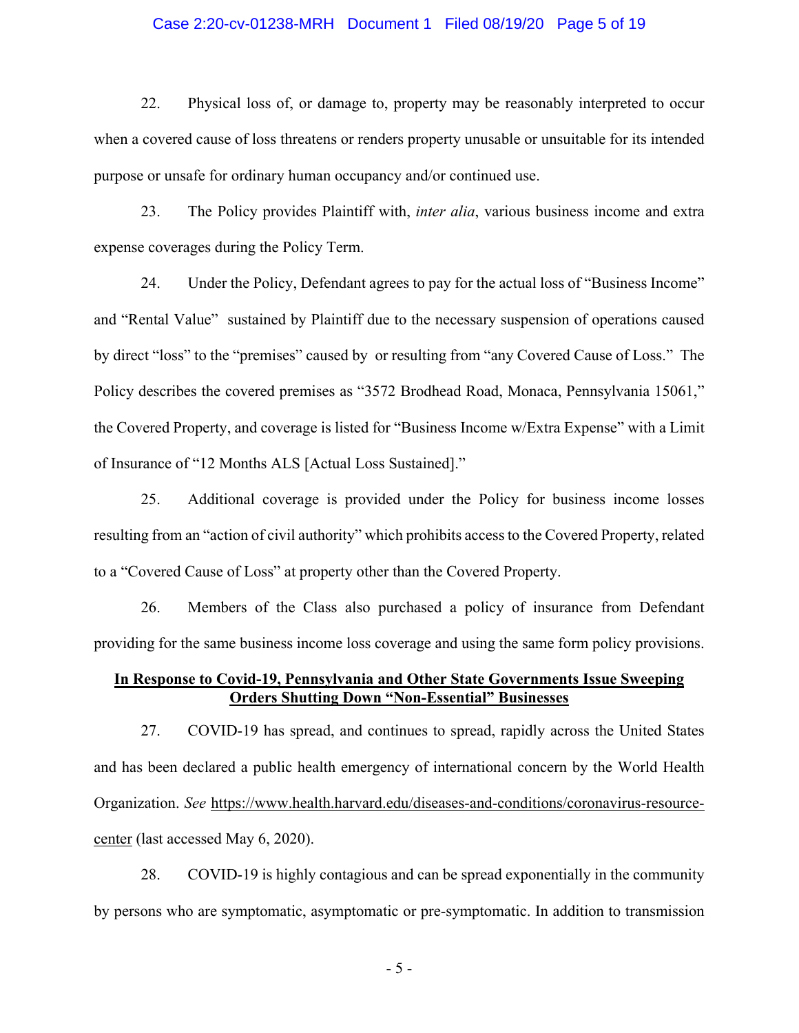22. Physical loss of, or damage to, property may be reasonably interpreted to occur when a covered cause of loss threatens or renders property unusable or unsuitable for its intended purpose or unsafe for ordinary human occupancy and/or continued use.

23. The Policy provides Plaintiff with, *inter alia*, various business income and extra expense coverages during the Policy Term.

24. Under the Policy, Defendant agrees to pay for the actual loss of "Business Income" and "Rental Value" sustained by Plaintiff due to the necessary suspension of operations caused by direct "loss" to the "premises" caused by or resulting from "any Covered Cause of Loss." The Policy describes the covered premises as "3572 Brodhead Road, Monaca, Pennsylvania 15061," the Covered Property, and coverage is listed for "Business Income w/Extra Expense" with a Limit of Insurance of "12 Months ALS [Actual Loss Sustained]."

25. Additional coverage is provided under the Policy for business income losses resulting from an "action of civil authority" which prohibits access to the Covered Property, related to a "Covered Cause of Loss" at property other than the Covered Property.

26. Members of the Class also purchased a policy of insurance from Defendant providing for the same business income loss coverage and using the same form policy provisions.

**In Response to Covid-19, Pennsylvania and Other State Governments Issue Sweeping Orders Shutting Down "Non-Essential" Businesses**

27. COVID-19 has spread, and continues to spread, rapidly across the United States and has been declared a public health emergency of international concern by the World Health Organization. *See* https://www.health.harvard.edu/diseases-and-conditions/coronavirus-resource-center (last accessed May 6, 2020).

28. COVID-19 is highly contagious and can be spread exponentially in the community by persons who are symptomatic, asymptomatic or pre-symptomatic. In addition to transmission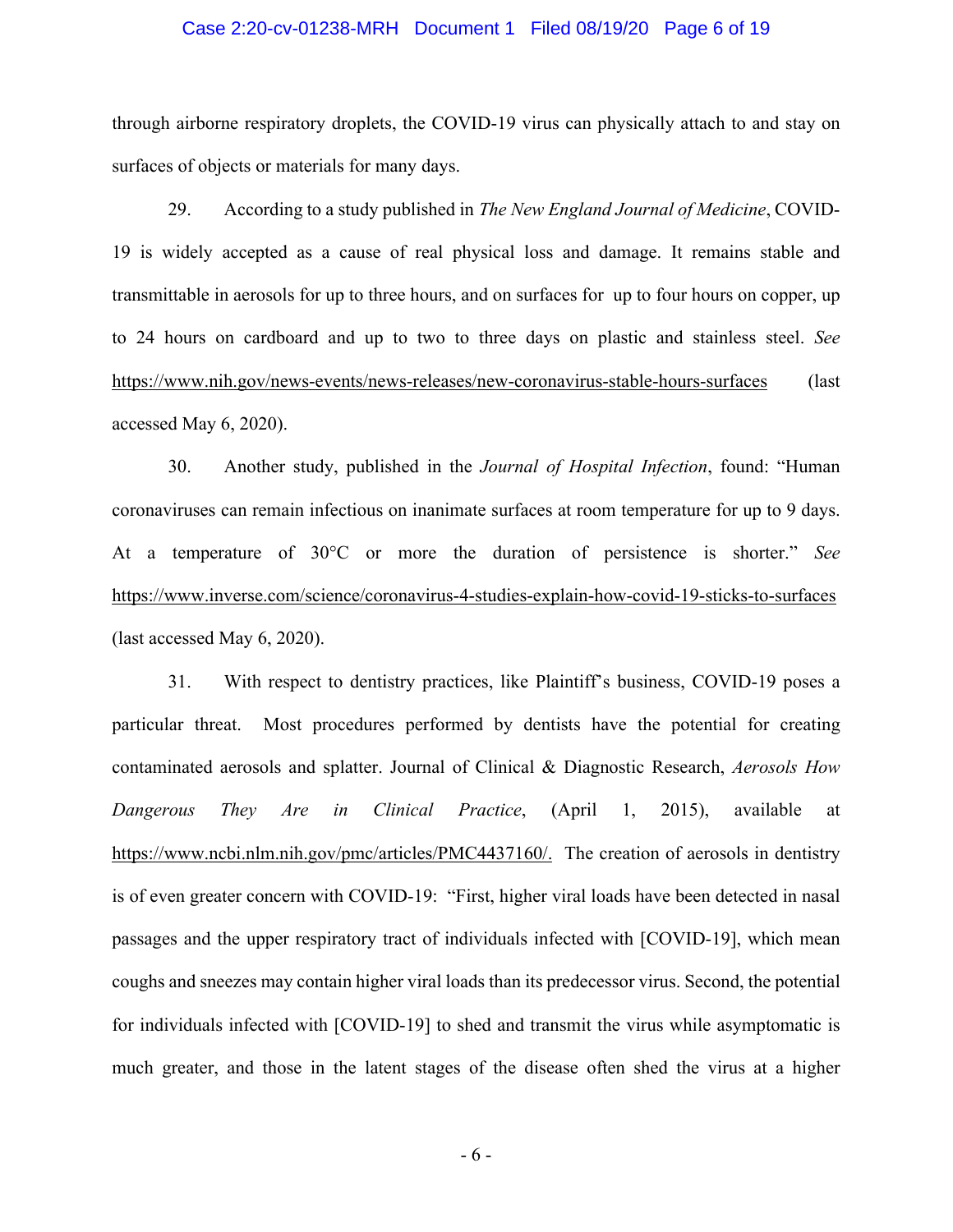through airborne respiratory droplets, the COVID-19 virus can physically attach to and stay on surfaces of objects or materials for many days.

29. According to a study published in *The New England Journal of Medicine*, COVID-19 is widely accepted as a cause of real physical loss and damage. It remains stable and transmittable in aerosols for up to three hours, and on surfaces for up to four hours on copper, up to 24 hours on cardboard and up to two to three days on plastic and stainless steel. *See* https://www.nih.gov/news-events/news-releases/new-coronavirus-stable-hours-surfaces (last accessed May 6, 2020).

30. Another study, published in the *Journal of Hospital Infection*, found: "Human coronaviruses can remain infectious on inanimate surfaces at room temperature for up to 9 days. At a temperature of 30°C or more the duration of persistence is shorter." *See* https://www.inverse.com/science/coronavirus-4-studies-explain-how-covid-19-sticks-to-surfaces (last accessed May 6, 2020).

31. With respect to dentistry practices, like Plaintiff's business, COVID-19 poses a particular threat. Most procedures performed by dentists have the potential for creating contaminated aerosols and splatter. Journal of Clinical & Diagnostic Research, *Aerosols How Dangerous They Are in Clinical Practice*, (April 1, 2015), available at https://www.ncbi.nlm.nih.gov/pmc/articles/PMC4437160/. The creation of aerosols in dentistry is of even greater concern with COVID-19: "First, higher viral loads have been detected in nasal passages and the upper respiratory tract of individuals infected with [COVID-19], which mean coughs and sneezes may contain higher viral loads than its predecessor virus. Second, the potential for individuals infected with [COVID-19] to shed and transmit the virus while asymptomatic is much greater, and those in the latent stages of the disease often shed the virus at a higher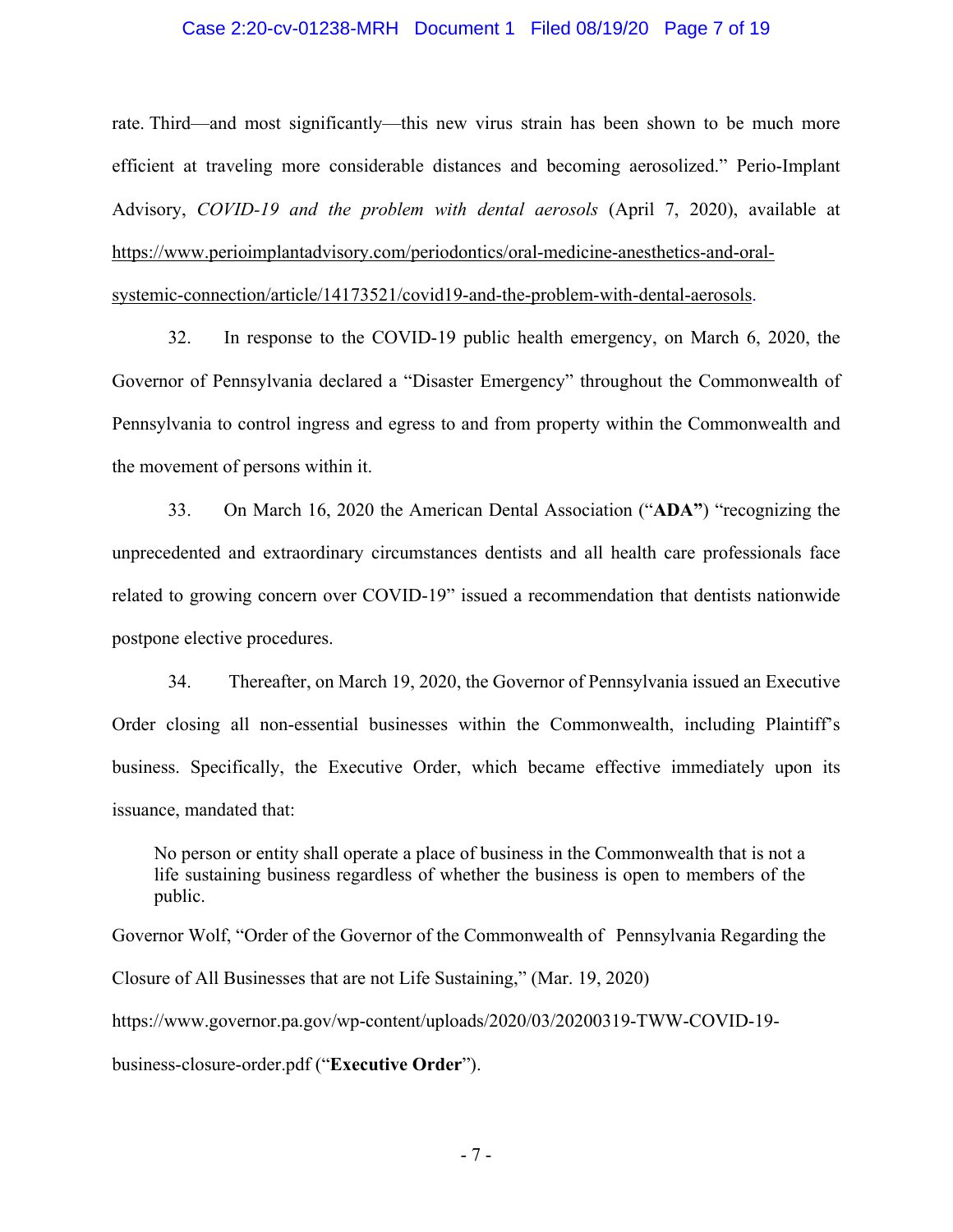rate. Third—and most significantly—this new virus strain has been shown to be much more efficient at traveling more considerable distances and becoming aerosolized." Perio-Implant Advisory, *COVID-19 and the problem with dental aerosols* (April 7, 2020), available at https://www.perioimplantadvisory.com/periodontics/oral-medicine-anesthetics-and-oral-systemic-connection/article/14173521/covid19-and-the-problem-with-dental-aerosols.

32. In response to the COVID-19 public health emergency, on March 6, 2020, the Governor of Pennsylvania declared a "Disaster Emergency" throughout the Commonwealth of Pennsylvania to control ingress and egress to and from property within the Commonwealth and the movement of persons within it.

33. On March 16, 2020 the American Dental Association ("**ADA"**) "recognizing the unprecedented and extraordinary circumstances dentists and all health care professionals face related to growing concern over COVID-19" issued a recommendation that dentists nationwide postpone elective procedures.

34. Thereafter, on March 19, 2020, the Governor of Pennsylvania issued an Executive Order closing all non-essential businesses within the Commonwealth, including Plaintiff's business. Specifically, the Executive Order, which became effective immediately upon its issuance, mandated that:

> No person or entity shall operate a place of business in the Commonwealth that is not a life sustaining business regardless of whether the business is open to members of the public.

Governor Wolf, "Order of the Governor of the Commonwealth of Pennsylvania Regarding the Closure of All Businesses that are not Life Sustaining," (Mar. 19, 2020) https://www.governor.pa.gov/wp-content/uploads/2020/03/20200319-TWW-COVID-19-business-closure-order.pdf ("**Executive Order**").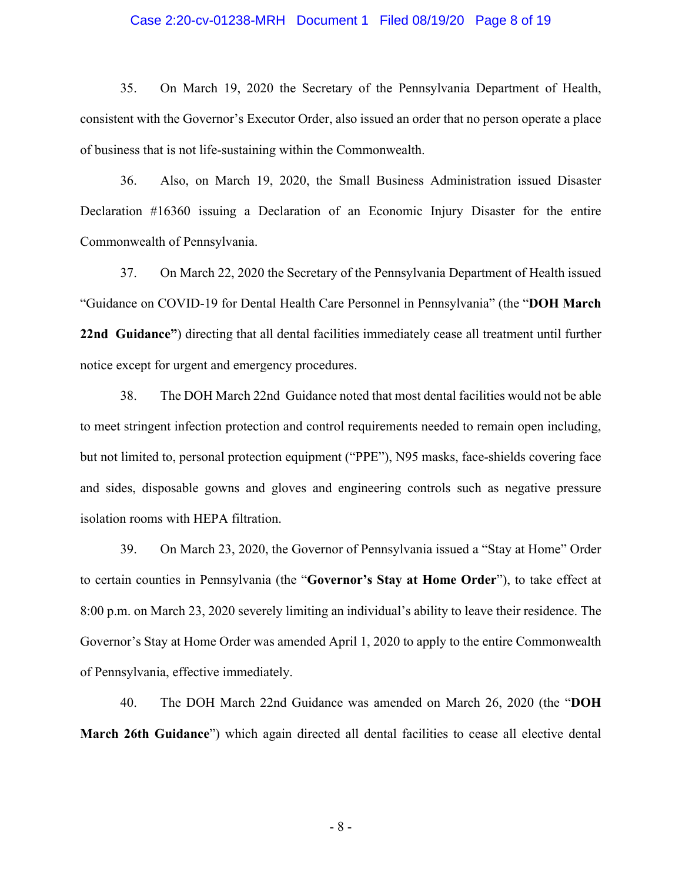35. On March 19, 2020 the Secretary of the Pennsylvania Department of Health, consistent with the Governor's Executor Order, also issued an order that no person operate a place of business that is not life-sustaining within the Commonwealth.

36. Also, on March 19, 2020, the Small Business Administration issued Disaster Declaration #16360 issuing a Declaration of an Economic Injury Disaster for the entire Commonwealth of Pennsylvania.

37. On March 22, 2020 the Secretary of the Pennsylvania Department of Health issued "Guidance on COVID-19 for Dental Health Care Personnel in Pennsylvania" (the "**DOH March 22nd Guidance"**) directing that all dental facilities immediately cease all treatment until further notice except for urgent and emergency procedures.

38. The DOH March 22nd Guidance noted that most dental facilities would not be able to meet stringent infection protection and control requirements needed to remain open including, but not limited to, personal protection equipment ("PPE"), N95 masks, face-shields covering face and sides, disposable gowns and gloves and engineering controls such as negative pressure isolation rooms with HEPA filtration.

39. On March 23, 2020, the Governor of Pennsylvania issued a "Stay at Home" Order to certain counties in Pennsylvania (the "**Governor's Stay at Home Order**"), to take effect at 8:00 p.m. on March 23, 2020 severely limiting an individual's ability to leave their residence. The Governor's Stay at Home Order was amended April 1, 2020 to apply to the entire Commonwealth of Pennsylvania, effective immediately.

40. The DOH March 22nd Guidance was amended on March 26, 2020 (the "**DOH March 26th Guidance**") which again directed all dental facilities to cease all elective dental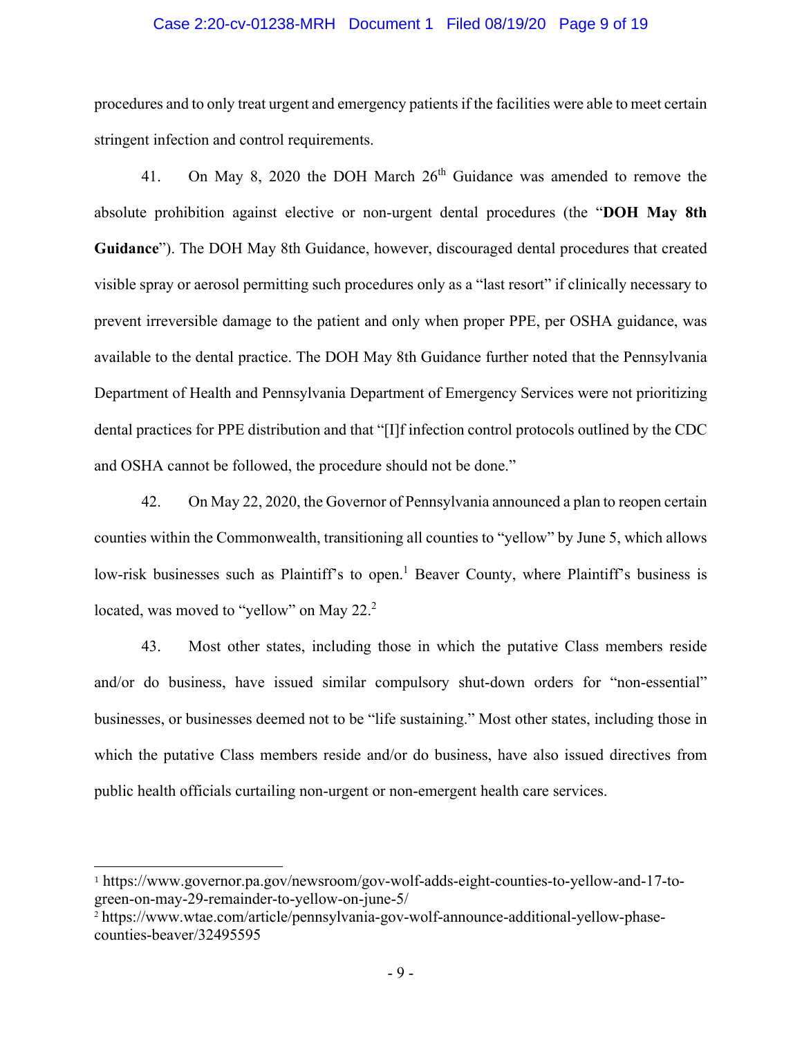procedures and to only treat urgent and emergency patients if the facilities were able to meet certain stringent infection and control requirements.

41. On May 8, 2020 the DOH March 26th Guidance was amended to remove the absolute prohibition against elective or non-urgent dental procedures (the "**DOH May 8th Guidance**"). The DOH May 8th Guidance, however, discouraged dental procedures that created visible spray or aerosol permitting such procedures only as a "last resort" if clinically necessary to prevent irreversible damage to the patient and only when proper PPE, per OSHA guidance, was available to the dental practice. The DOH May 8th Guidance further noted that the Pennsylvania Department of Health and Pennsylvania Department of Emergency Services were not prioritizing dental practices for PPE distribution and that "[I]f infection control protocols outlined by the CDC and OSHA cannot be followed, the procedure should not be done."

42. On May 22, 2020, the Governor of Pennsylvania announced a plan to reopen certain counties within the Commonwealth, transitioning all counties to "yellow" by June 5, which allows low-risk businesses such as Plaintiff's to open.[1] Beaver County, where Plaintiff's business is located, was moved to "yellow" on May 22.[2]

43. Most other states, including those in which the putative Class members reside and/or do business, have issued similar compulsory shut-down orders for "non-essential" businesses, or businesses deemed not to be "life sustaining." Most other states, including those in which the putative Class members reside and/or do business, have also issued directives from public health officials curtailing non-urgent or non-emergent health care services.

---

[1] https://www.governor.pa.gov/newsroom/gov-wolf-adds-eight-counties-to-yellow-and-17-to-green-on-may-29-remainder-to-yellow-on-june-5/

[2] https://www.wtae.com/article/pennsylvania-gov-wolf-announce-additional-yellow-phase-counties-beaver/32495595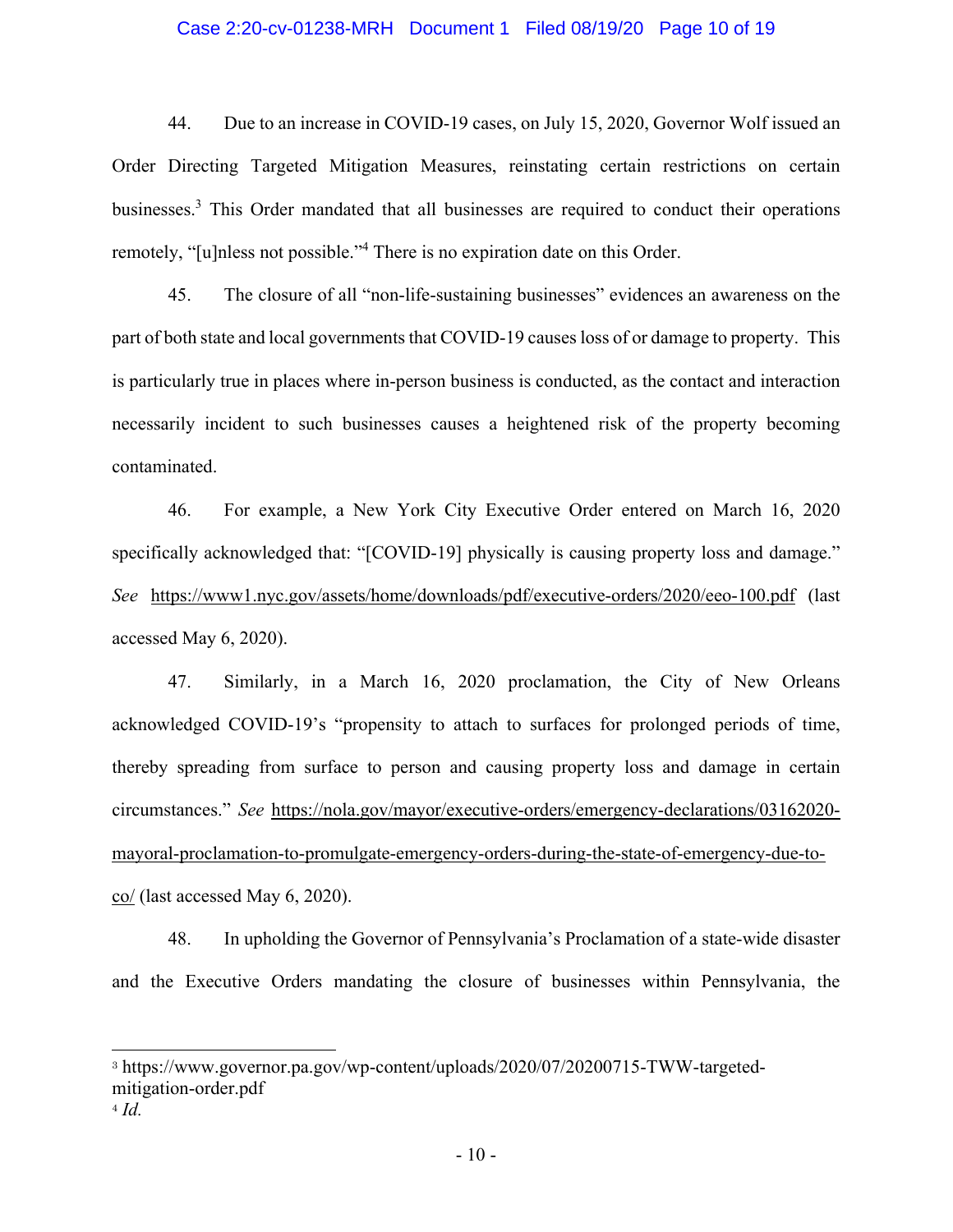44. Due to an increase in COVID-19 cases, on July 15, 2020, Governor Wolf issued an Order Directing Targeted Mitigation Measures, reinstating certain restrictions on certain businesses.[3] This Order mandated that all businesses are required to conduct their operations remotely, "[u]nless not possible."[4] There is no expiration date on this Order.

45. The closure of all "non-life-sustaining businesses" evidences an awareness on the part of both state and local governments that COVID-19 causes loss of or damage to property. This is particularly true in places where in-person business is conducted, as the contact and interaction necessarily incident to such businesses causes a heightened risk of the property becoming contaminated.

46. For example, a New York City Executive Order entered on March 16, 2020 specifically acknowledged that: "[COVID-19] physically is causing property loss and damage." *See* https://www1.nyc.gov/assets/home/downloads/pdf/executive-orders/2020/eeo-100.pdf (last accessed May 6, 2020).

47. Similarly, in a March 16, 2020 proclamation, the City of New Orleans acknowledged COVID-19's "propensity to attach to surfaces for prolonged periods of time, thereby spreading from surface to person and causing property loss and damage in certain circumstances." *See* https://nola.gov/mayor/executive-orders/emergency-declarations/03162020-mayoral-proclamation-to-promulgate-emergency-orders-during-the-state-of-emergency-due-to-co/ (last accessed May 6, 2020).

48. In upholding the Governor of Pennsylvania's Proclamation of a state-wide disaster and the Executive Orders mandating the closure of businesses within Pennsylvania, the

---

[3] https://www.governor.pa.gov/wp-content/uploads/2020/07/20200715-TWW-targeted-mitigation-order.pdf

[4] *Id.*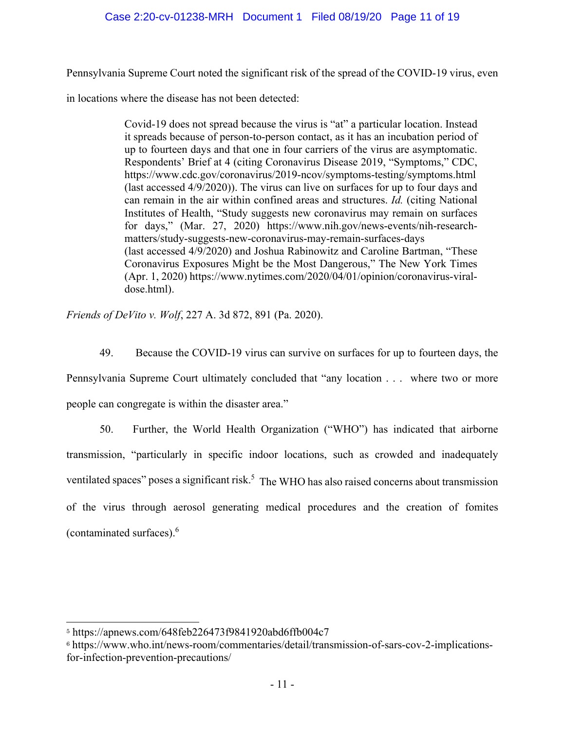Pennsylvania Supreme Court noted the significant risk of the spread of the COVID-19 virus, even in locations where the disease has not been detected:

> Covid-19 does not spread because the virus is "at" a particular location. Instead it spreads because of person-to-person contact, as it has an incubation period of up to fourteen days and that one in four carriers of the virus are asymptomatic. Respondents' Brief at 4 (citing Coronavirus Disease 2019, "Symptoms," CDC, https://www.cdc.gov/coronavirus/2019-ncov/symptoms-testing/symptoms.html (last accessed 4/9/2020)). The virus can live on surfaces for up to four days and can remain in the air within confined areas and structures. *Id.* (citing National Institutes of Health, "Study suggests new coronavirus may remain on surfaces for days," (Mar. 27, 2020) https://www.nih.gov/news-events/nih-research-matters/study-suggests-new-coronavirus-may-remain-surfaces-days (last accessed 4/9/2020) and Joshua Rabinowitz and Caroline Bartman, "These Coronavirus Exposures Might be the Most Dangerous," The New York Times (Apr. 1, 2020) https://www.nytimes.com/2020/04/01/opinion/coronavirus-viral-dose.html).

*Friends of DeVito v. Wolf*, 227 A. 3d 872, 891 (Pa. 2020).

49. Because the COVID-19 virus can survive on surfaces for up to fourteen days, the Pennsylvania Supreme Court ultimately concluded that "any location . . . where two or more people can congregate is within the disaster area."

50. Further, the World Health Organization ("WHO") has indicated that airborne transmission, "particularly in specific indoor locations, such as crowded and inadequately ventilated spaces" poses a significant risk.[5] The WHO has also raised concerns about transmission of the virus through aerosol generating medical procedures and the creation of fomites (contaminated surfaces).[6]

---

[5] https://apnews.com/648feb226473f9841920abd6ffb004c7

[6] https://www.who.int/news-room/commentaries/detail/transmission-of-sars-cov-2-implications-for-infection-prevention-precautions/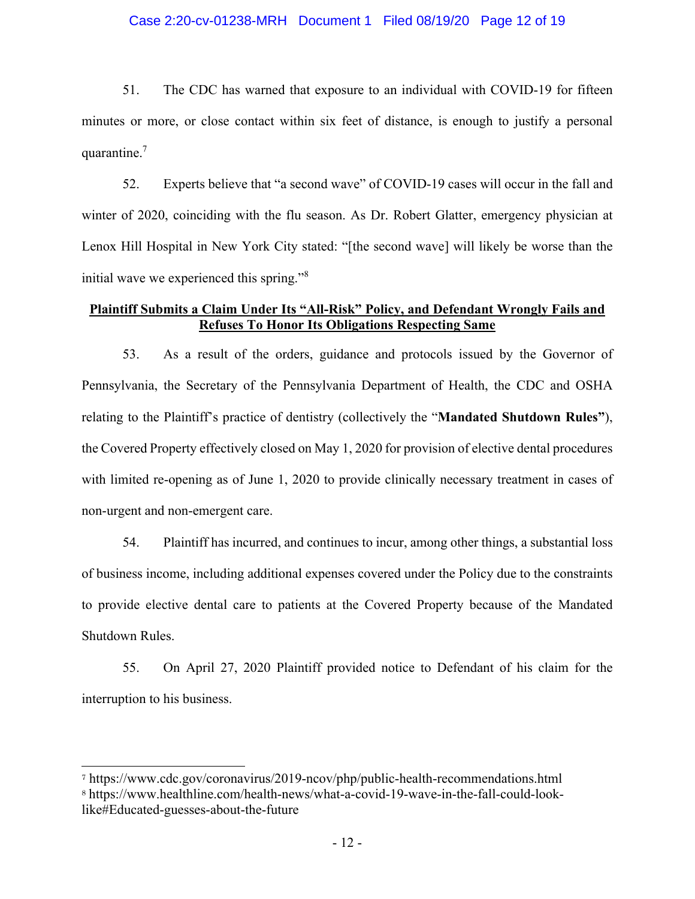51. The CDC has warned that exposure to an individual with COVID-19 for fifteen minutes or more, or close contact within six feet of distance, is enough to justify a personal quarantine.[7]

52. Experts believe that "a second wave" of COVID-19 cases will occur in the fall and winter of 2020, coinciding with the flu season. As Dr. Robert Glatter, emergency physician at Lenox Hill Hospital in New York City stated: "[the second wave] will likely be worse than the initial wave we experienced this spring."[8]

**Plaintiff Submits a Claim Under Its "All-Risk" Policy, and Defendant Wrongly Fails and Refuses To Honor Its Obligations Respecting Same**

53. As a result of the orders, guidance and protocols issued by the Governor of Pennsylvania, the Secretary of the Pennsylvania Department of Health, the CDC and OSHA relating to the Plaintiff's practice of dentistry (collectively the "**Mandated Shutdown Rules"**), the Covered Property effectively closed on May 1, 2020 for provision of elective dental procedures with limited re-opening as of June 1, 2020 to provide clinically necessary treatment in cases of non-urgent and non-emergent care.

54. Plaintiff has incurred, and continues to incur, among other things, a substantial loss of business income, including additional expenses covered under the Policy due to the constraints to provide elective dental care to patients at the Covered Property because of the Mandated Shutdown Rules.

55. On April 27, 2020 Plaintiff provided notice to Defendant of his claim for the interruption to his business.

---

[7] https://www.cdc.gov/coronavirus/2019-ncov/php/public-health-recommendations.html

[8] https://www.healthline.com/health-news/what-a-covid-19-wave-in-the-fall-could-look-like#Educated-guesses-about-the-future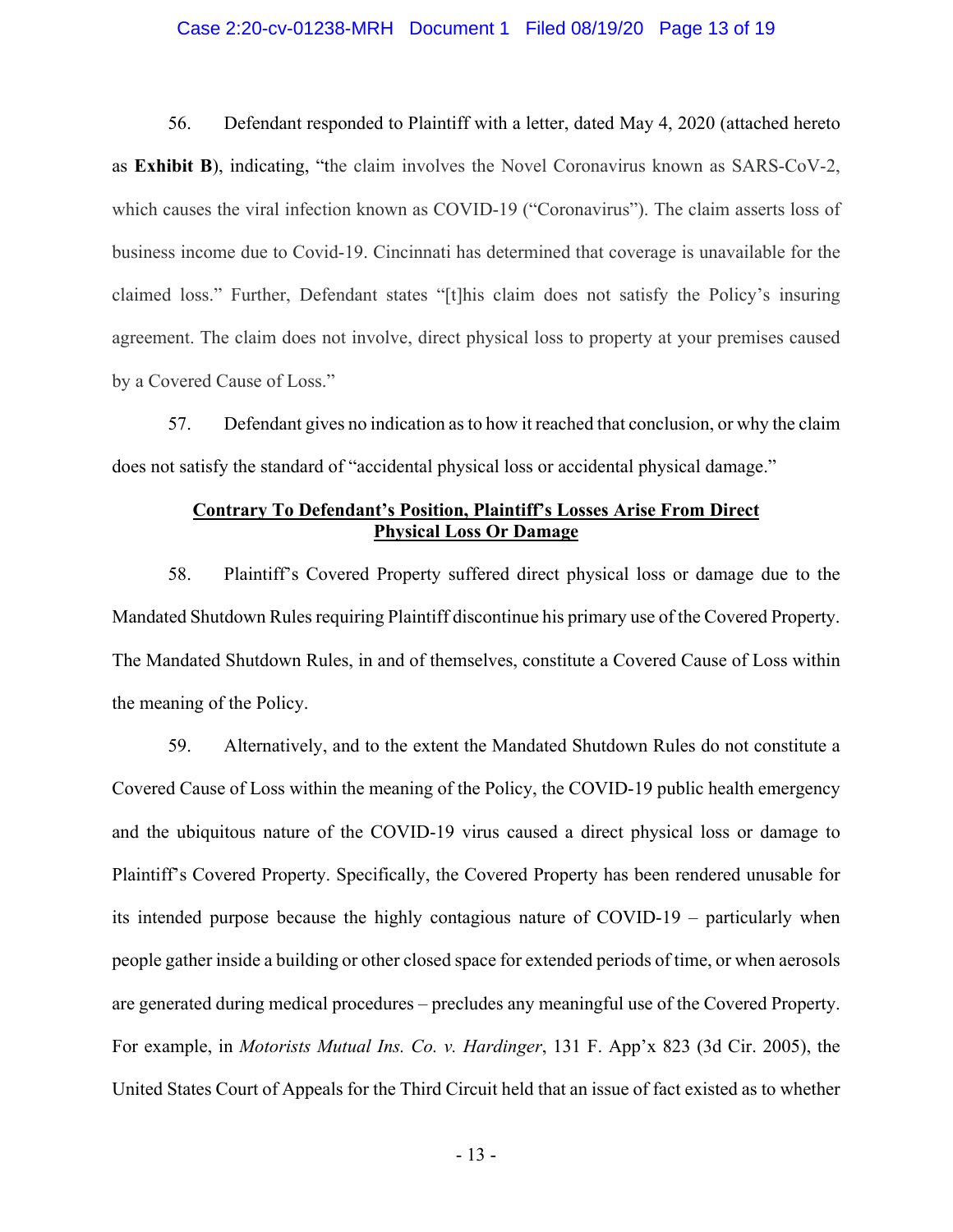56. Defendant responded to Plaintiff with a letter, dated May 4, 2020 (attached hereto as **Exhibit B**), indicating, "the claim involves the Novel Coronavirus known as SARS-CoV-2, which causes the viral infection known as COVID-19 ("Coronavirus"). The claim asserts loss of business income due to Covid-19. Cincinnati has determined that coverage is unavailable for the claimed loss." Further, Defendant states "[t]his claim does not satisfy the Policy's insuring agreement. The claim does not involve, direct physical loss to property at your premises caused by a Covered Cause of Loss."

57. Defendant gives no indication as to how it reached that conclusion, or why the claim does not satisfy the standard of "accidental physical loss or accidental physical damage."

**Contrary To Defendant's Position, Plaintiff's Losses Arise From Direct Physical Loss Or Damage**

58. Plaintiff's Covered Property suffered direct physical loss or damage due to the Mandated Shutdown Rules requiring Plaintiff discontinue his primary use of the Covered Property. The Mandated Shutdown Rules, in and of themselves, constitute a Covered Cause of Loss within the meaning of the Policy.

59. Alternatively, and to the extent the Mandated Shutdown Rules do not constitute a Covered Cause of Loss within the meaning of the Policy, the COVID-19 public health emergency and the ubiquitous nature of the COVID-19 virus caused a direct physical loss or damage to Plaintiff's Covered Property. Specifically, the Covered Property has been rendered unusable for its intended purpose because the highly contagious nature of COVID-19 – particularly when people gather inside a building or other closed space for extended periods of time, or when aerosols are generated during medical procedures – precludes any meaningful use of the Covered Property. For example, in *Motorists Mutual Ins. Co. v. Hardinger*, 131 F. App'x 823 (3d Cir. 2005), the United States Court of Appeals for the Third Circuit held that an issue of fact existed as to whether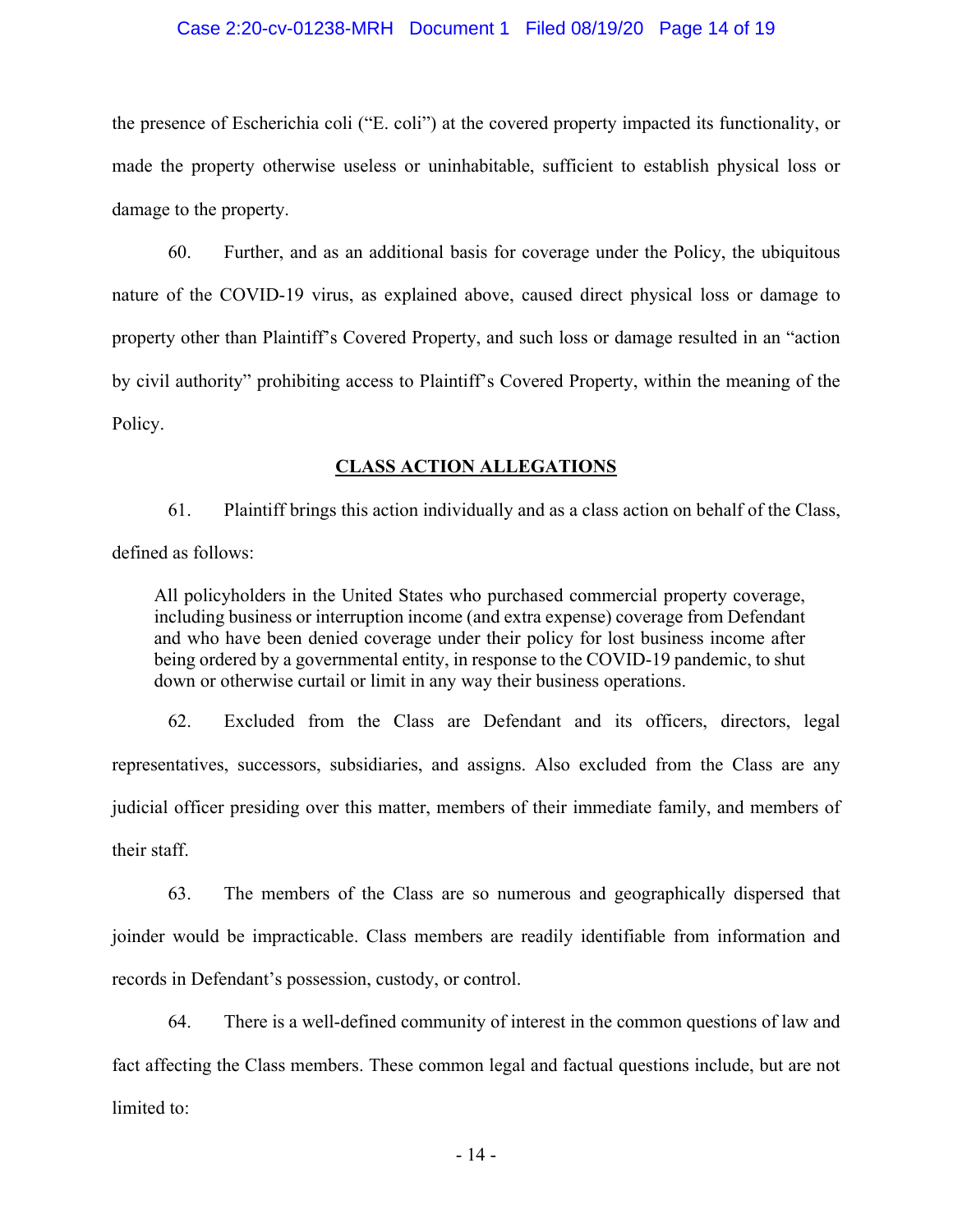the presence of Escherichia coli ("E. coli") at the covered property impacted its functionality, or made the property otherwise useless or uninhabitable, sufficient to establish physical loss or damage to the property.

60. Further, and as an additional basis for coverage under the Policy, the ubiquitous nature of the COVID-19 virus, as explained above, caused direct physical loss or damage to property other than Plaintiff's Covered Property, and such loss or damage resulted in an "action by civil authority" prohibiting access to Plaintiff's Covered Property, within the meaning of the Policy.

## CLASS ACTION ALLEGATIONS

61. Plaintiff brings this action individually and as a class action on behalf of the Class, defined as follows:

> All policyholders in the United States who purchased commercial property coverage, including business or interruption income (and extra expense) coverage from Defendant and who have been denied coverage under their policy for lost business income after being ordered by a governmental entity, in response to the COVID-19 pandemic, to shut down or otherwise curtail or limit in any way their business operations.

62. Excluded from the Class are Defendant and its officers, directors, legal representatives, successors, subsidiaries, and assigns. Also excluded from the Class are any judicial officer presiding over this matter, members of their immediate family, and members of their staff.

63. The members of the Class are so numerous and geographically dispersed that joinder would be impracticable. Class members are readily identifiable from information and records in Defendant's possession, custody, or control.

64. There is a well-defined community of interest in the common questions of law and fact affecting the Class members. These common legal and factual questions include, but are not limited to: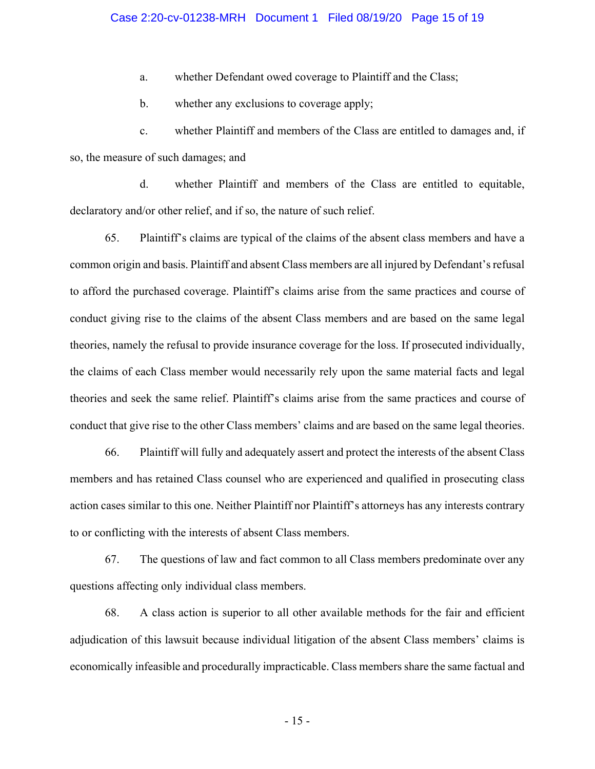a. whether Defendant owed coverage to Plaintiff and the Class;

b. whether any exclusions to coverage apply;

c. whether Plaintiff and members of the Class are entitled to damages and, if so, the measure of such damages; and

d. whether Plaintiff and members of the Class are entitled to equitable, declaratory and/or other relief, and if so, the nature of such relief.

65. Plaintiff's claims are typical of the claims of the absent class members and have a common origin and basis. Plaintiff and absent Class members are all injured by Defendant's refusal to afford the purchased coverage. Plaintiff's claims arise from the same practices and course of conduct giving rise to the claims of the absent Class members and are based on the same legal theories, namely the refusal to provide insurance coverage for the loss. If prosecuted individually, the claims of each Class member would necessarily rely upon the same material facts and legal theories and seek the same relief. Plaintiff's claims arise from the same practices and course of conduct that give rise to the other Class members' claims and are based on the same legal theories.

66. Plaintiff will fully and adequately assert and protect the interests of the absent Class members and has retained Class counsel who are experienced and qualified in prosecuting class action cases similar to this one. Neither Plaintiff nor Plaintiff's attorneys has any interests contrary to or conflicting with the interests of absent Class members.

67. The questions of law and fact common to all Class members predominate over any questions affecting only individual class members.

68. A class action is superior to all other available methods for the fair and efficient adjudication of this lawsuit because individual litigation of the absent Class members' claims is economically infeasible and procedurally impracticable. Class members share the same factual and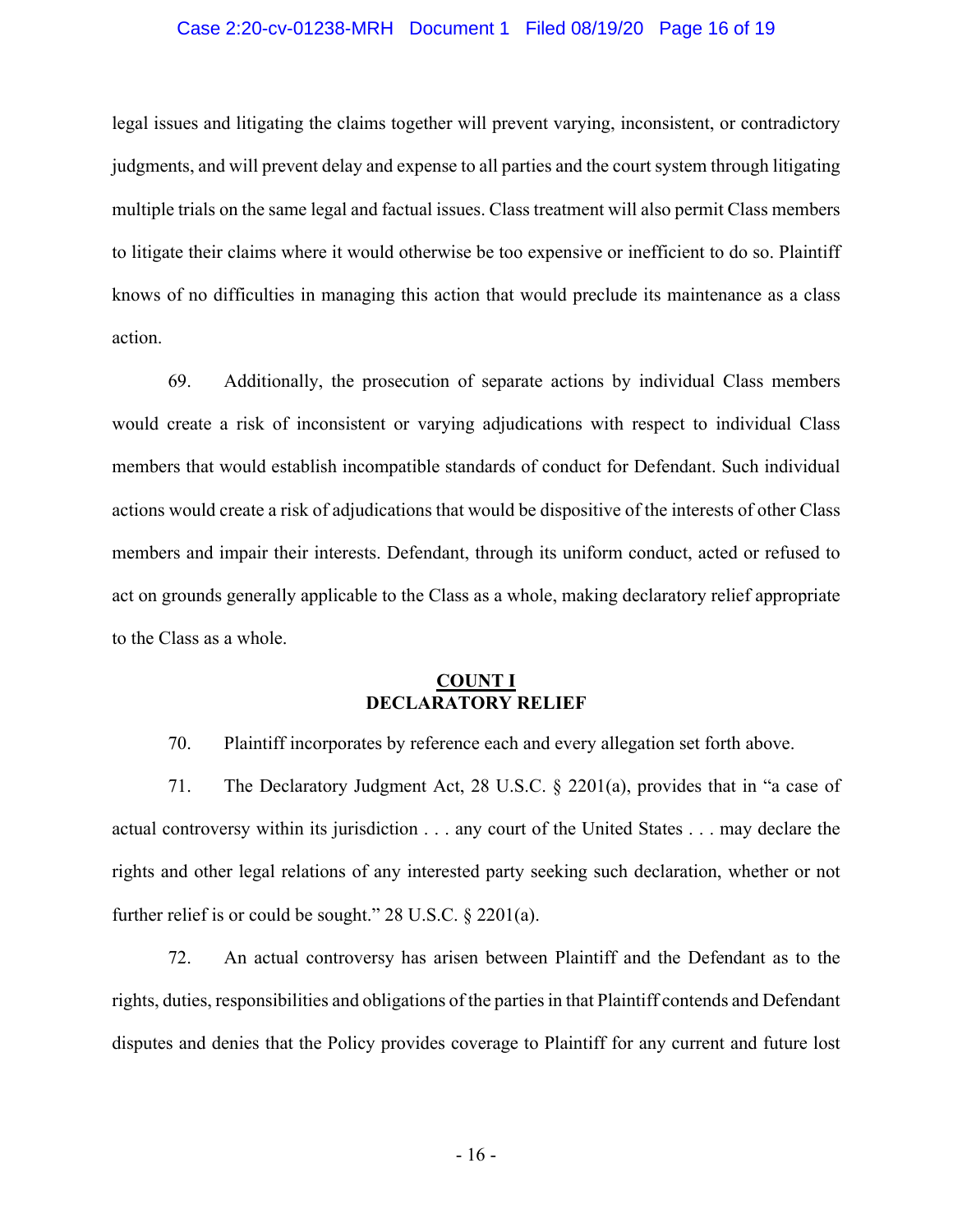legal issues and litigating the claims together will prevent varying, inconsistent, or contradictory judgments, and will prevent delay and expense to all parties and the court system through litigating multiple trials on the same legal and factual issues. Class treatment will also permit Class members to litigate their claims where it would otherwise be too expensive or inefficient to do so. Plaintiff knows of no difficulties in managing this action that would preclude its maintenance as a class action.

69. Additionally, the prosecution of separate actions by individual Class members would create a risk of inconsistent or varying adjudications with respect to individual Class members that would establish incompatible standards of conduct for Defendant. Such individual actions would create a risk of adjudications that would be dispositive of the interests of other Class members and impair their interests. Defendant, through its uniform conduct, acted or refused to act on grounds generally applicable to the Class as a whole, making declaratory relief appropriate to the Class as a whole.

**COUNT I**
**DECLARATORY RELIEF**

70. Plaintiff incorporates by reference each and every allegation set forth above.

71. The Declaratory Judgment Act, 28 U.S.C. § 2201(a), provides that in "a case of actual controversy within its jurisdiction . . . any court of the United States . . . may declare the rights and other legal relations of any interested party seeking such declaration, whether or not further relief is or could be sought." 28 U.S.C. § 2201(a).

72. An actual controversy has arisen between Plaintiff and the Defendant as to the rights, duties, responsibilities and obligations of the parties in that Plaintiff contends and Defendant disputes and denies that the Policy provides coverage to Plaintiff for any current and future lost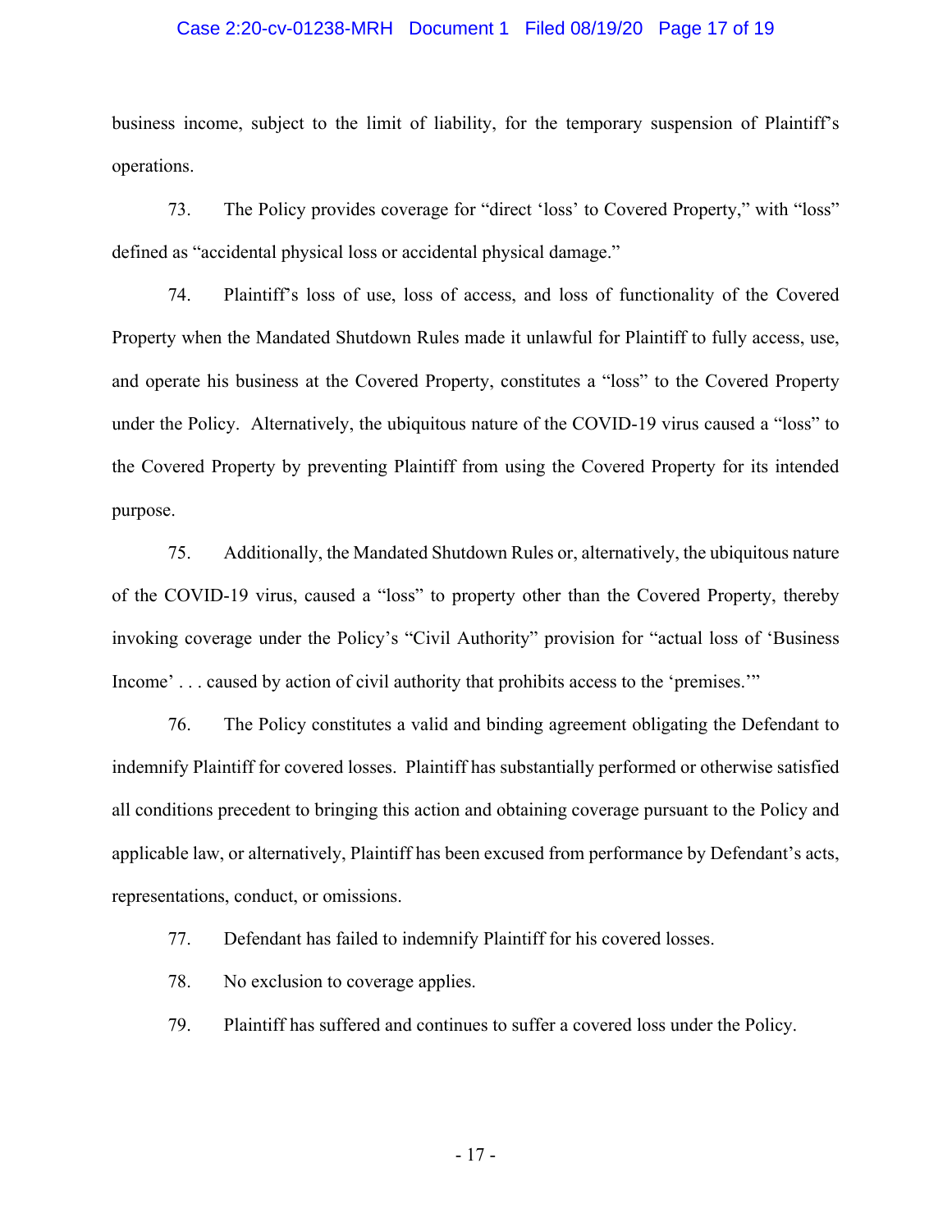business income, subject to the limit of liability, for the temporary suspension of Plaintiff's operations.

73. The Policy provides coverage for "direct 'loss' to Covered Property," with "loss" defined as "accidental physical loss or accidental physical damage."

74. Plaintiff's loss of use, loss of access, and loss of functionality of the Covered Property when the Mandated Shutdown Rules made it unlawful for Plaintiff to fully access, use, and operate his business at the Covered Property, constitutes a "loss" to the Covered Property under the Policy. Alternatively, the ubiquitous nature of the COVID-19 virus caused a "loss" to the Covered Property by preventing Plaintiff from using the Covered Property for its intended purpose.

75. Additionally, the Mandated Shutdown Rules or, alternatively, the ubiquitous nature of the COVID-19 virus, caused a "loss" to property other than the Covered Property, thereby invoking coverage under the Policy's "Civil Authority" provision for "actual loss of 'Business Income' . . . caused by action of civil authority that prohibits access to the 'premises.'"

76. The Policy constitutes a valid and binding agreement obligating the Defendant to indemnify Plaintiff for covered losses. Plaintiff has substantially performed or otherwise satisfied all conditions precedent to bringing this action and obtaining coverage pursuant to the Policy and applicable law, or alternatively, Plaintiff has been excused from performance by Defendant's acts, representations, conduct, or omissions.

77. Defendant has failed to indemnify Plaintiff for his covered losses.

78. No exclusion to coverage applies.

79. Plaintiff has suffered and continues to suffer a covered loss under the Policy.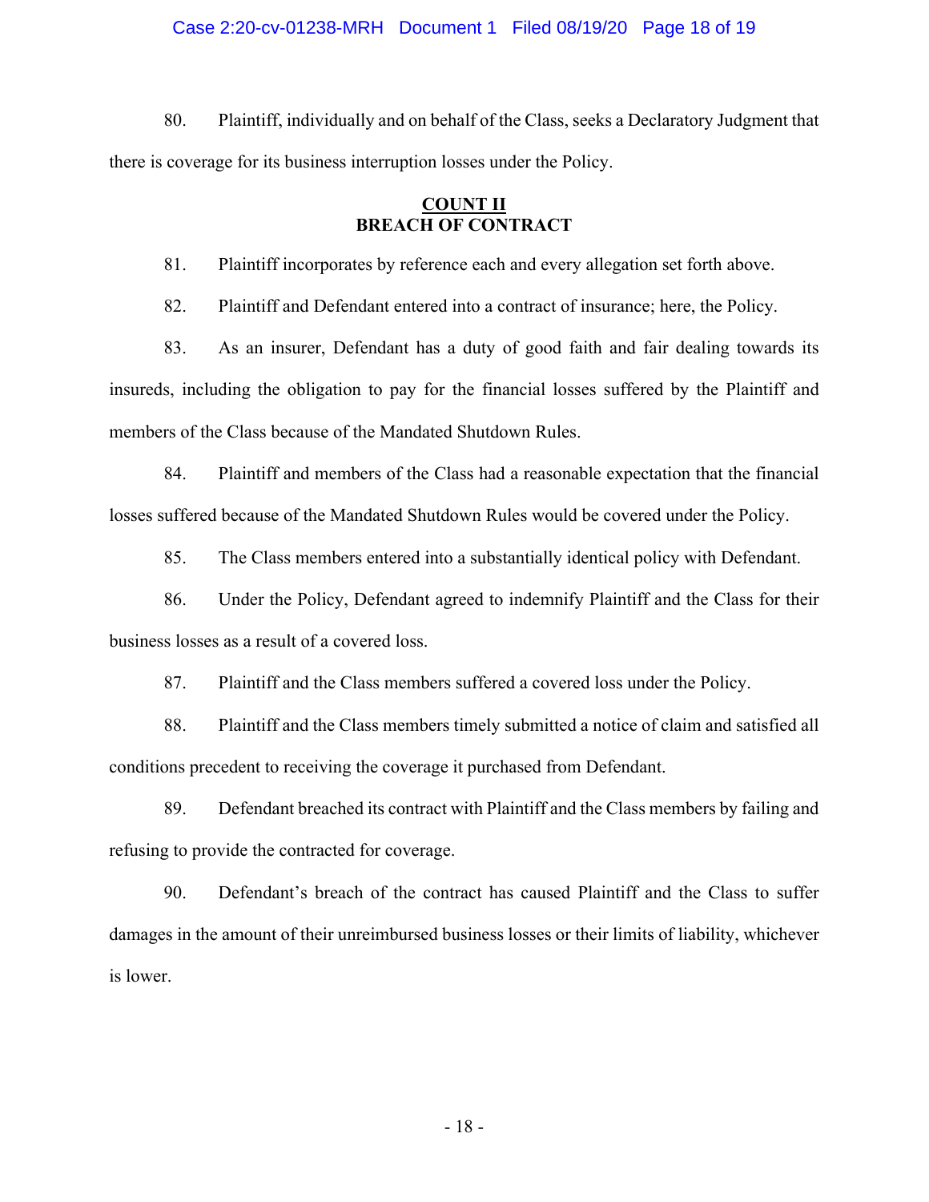80. Plaintiff, individually and on behalf of the Class, seeks a Declaratory Judgment that there is coverage for its business interruption losses under the Policy.

## COUNT II
## BREACH OF CONTRACT

81. Plaintiff incorporates by reference each and every allegation set forth above.

82. Plaintiff and Defendant entered into a contract of insurance; here, the Policy.

83. As an insurer, Defendant has a duty of good faith and fair dealing towards its insureds, including the obligation to pay for the financial losses suffered by the Plaintiff and members of the Class because of the Mandated Shutdown Rules.

84. Plaintiff and members of the Class had a reasonable expectation that the financial losses suffered because of the Mandated Shutdown Rules would be covered under the Policy.

85. The Class members entered into a substantially identical policy with Defendant.

86. Under the Policy, Defendant agreed to indemnify Plaintiff and the Class for their business losses as a result of a covered loss.

87. Plaintiff and the Class members suffered a covered loss under the Policy.

88. Plaintiff and the Class members timely submitted a notice of claim and satisfied all conditions precedent to receiving the coverage it purchased from Defendant.

89. Defendant breached its contract with Plaintiff and the Class members by failing and refusing to provide the contracted for coverage.

90. Defendant's breach of the contract has caused Plaintiff and the Class to suffer damages in the amount of their unreimbursed business losses or their limits of liability, whichever is lower.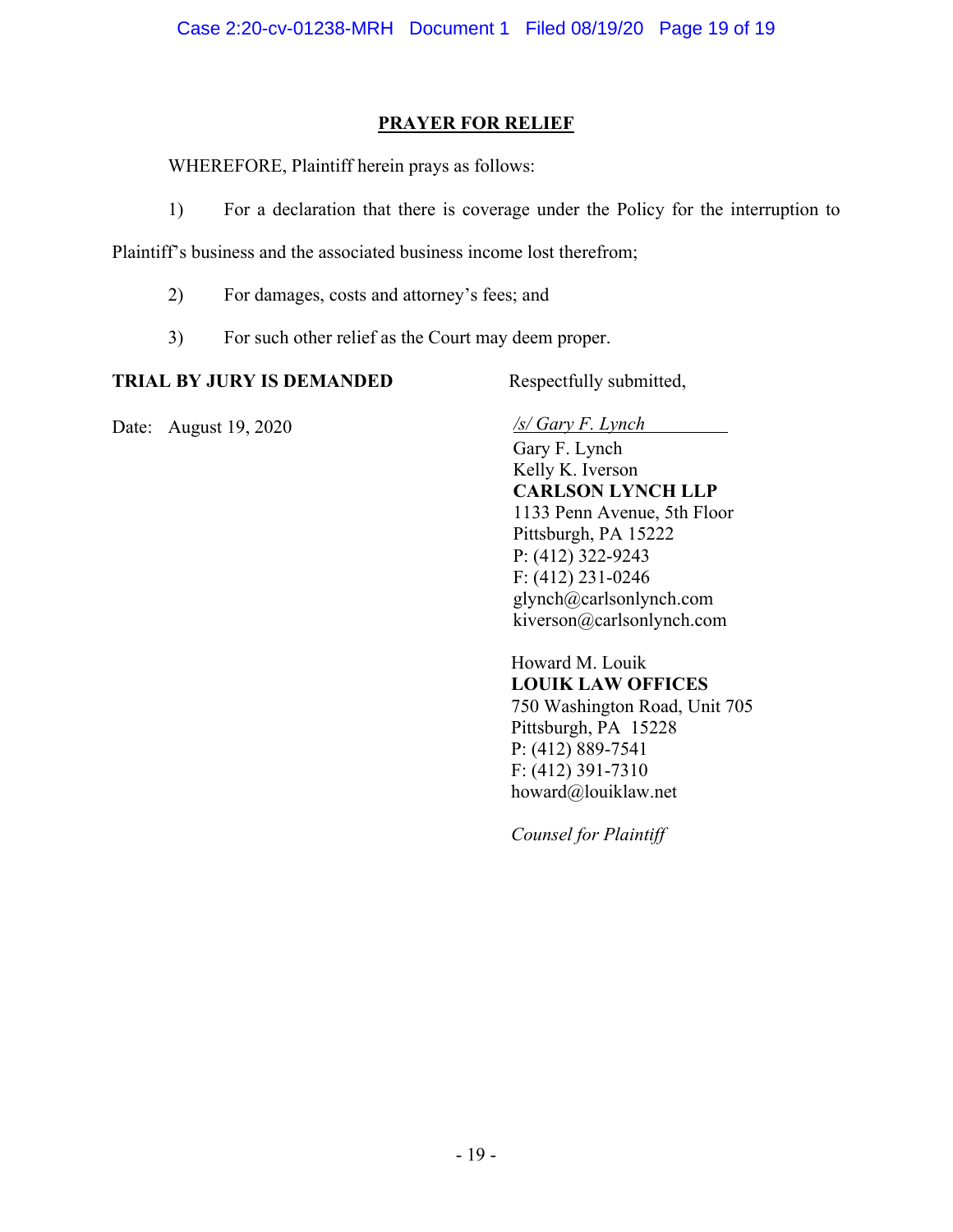## PRAYER FOR RELIEF

WHEREFORE, Plaintiff herein prays as follows:

1) For a declaration that there is coverage under the Policy for the interruption to Plaintiff's business and the associated business income lost therefrom;

2) For damages, costs and attorney's fees; and

3) For such other relief as the Court may deem proper.

**TRIAL BY JURY IS DEMANDED**

Date: August 19, 2020

Respectfully submitted,

*/s/ Gary F. Lynch*

Gary F. Lynch
Kelly K. Iverson
**CARLSON LYNCH LLP**
1133 Penn Avenue, 5th Floor
Pittsburgh, PA 15222
P: (412) 322-9243
F: (412) 231-0246
glynch@carlsonlynch.com
kiverson@carlsonlynch.com

Howard M. Louik
**LOUIK LAW OFFICES**
750 Washington Road, Unit 705
Pittsburgh, PA 15228
P: (412) 889-7541
F: (412) 391-7310
howard@louiklaw.net

*Counsel for Plaintiff*